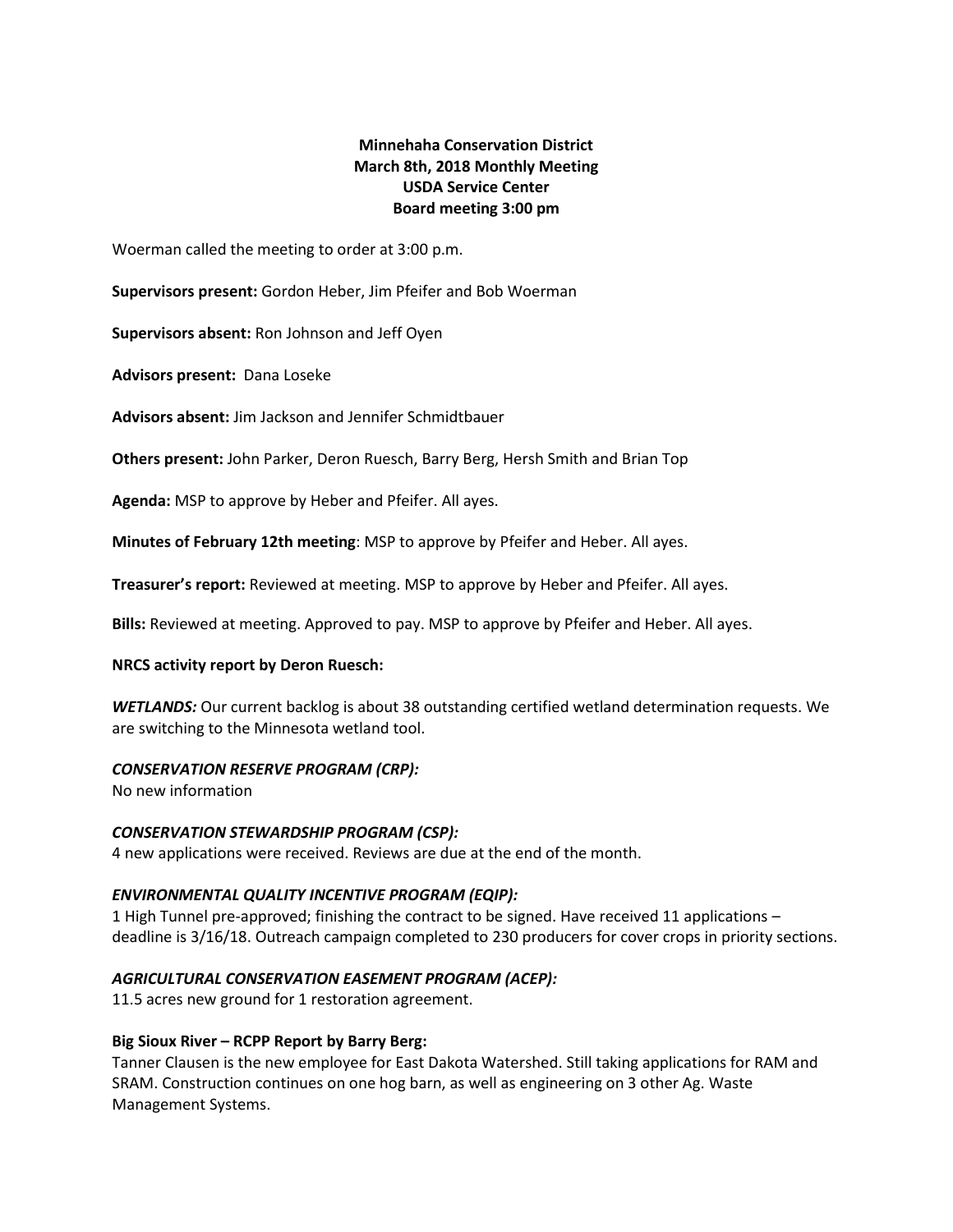**Minnehaha Conservation District**
**March 8th, 2018 Monthly Meeting**
**USDA Service Center**
**Board meeting 3:00 pm**

Woerman called the meeting to order at 3:00 p.m.

**Supervisors present:** Gordon Heber, Jim Pfeifer and Bob Woerman

**Supervisors absent:** Ron Johnson and Jeff Oyen

**Advisors present:** Dana Loseke

**Advisors absent:** Jim Jackson and Jennifer Schmidtbauer

**Others present:** John Parker, Deron Ruesch, Barry Berg, Hersh Smith and Brian Top

**Agenda:** MSP to approve by Heber and Pfeifer. All ayes.

**Minutes of February 12th meeting**: MSP to approve by Pfeifer and Heber. All ayes.

**Treasurer's report:** Reviewed at meeting. MSP to approve by Heber and Pfeifer. All ayes.

**Bills:** Reviewed at meeting. Approved to pay. MSP to approve by Pfeifer and Heber. All ayes.

**NRCS activity report by Deron Ruesch:**

***WETLANDS:*** Our current backlog is about 38 outstanding certified wetland determination requests. We are switching to the Minnesota wetland tool.

***CONSERVATION RESERVE PROGRAM (CRP):***
No new information

***CONSERVATION STEWARDSHIP PROGRAM (CSP):***
4 new applications were received. Reviews are due at the end of the month.

***ENVIRONMENTAL QUALITY INCENTIVE PROGRAM (EQIP):***
1 High Tunnel pre-approved; finishing the contract to be signed. Have received 11 applications – deadline is 3/16/18. Outreach campaign completed to 230 producers for cover crops in priority sections.

***AGRICULTURAL CONSERVATION EASEMENT PROGRAM (ACEP):***
11.5 acres new ground for 1 restoration agreement.

**Big Sioux River – RCPP Report by Barry Berg:**
Tanner Clausen is the new employee for East Dakota Watershed. Still taking applications for RAM and SRAM. Construction continues on one hog barn, as well as engineering on 3 other Ag. Waste Management Systems.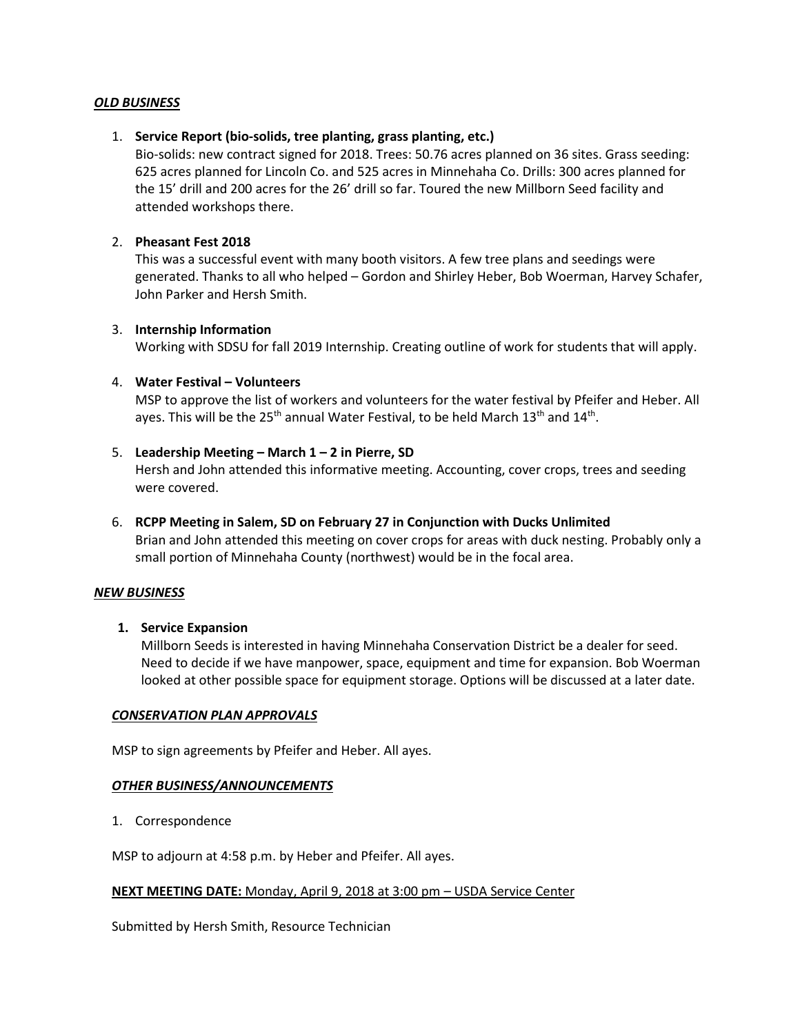***OLD BUSINESS***

1. **Service Report (bio-solids, tree planting, grass planting, etc.)**
   Bio-solids: new contract signed for 2018. Trees: 50.76 acres planned on 36 sites. Grass seeding: 625 acres planned for Lincoln Co. and 525 acres in Minnehaha Co. Drills: 300 acres planned for the 15' drill and 200 acres for the 26' drill so far. Toured the new Millborn Seed facility and attended workshops there.

2. **Pheasant Fest 2018**
   This was a successful event with many booth visitors. A few tree plans and seedings were generated. Thanks to all who helped – Gordon and Shirley Heber, Bob Woerman, Harvey Schafer, John Parker and Hersh Smith.

3. **Internship Information**
   Working with SDSU for fall 2019 Internship. Creating outline of work for students that will apply.

4. **Water Festival – Volunteers**
   MSP to approve the list of workers and volunteers for the water festival by Pfeifer and Heber. All ayes. This will be the 25th annual Water Festival, to be held March 13th and 14th.

5. **Leadership Meeting – March 1 – 2 in Pierre, SD**
   Hersh and John attended this informative meeting. Accounting, cover crops, trees and seeding were covered.

6. **RCPP Meeting in Salem, SD on February 27 in Conjunction with Ducks Unlimited**
   Brian and John attended this meeting on cover crops for areas with duck nesting. Probably only a small portion of Minnehaha County (northwest) would be in the focal area.

***NEW BUSINESS***

1. **Service Expansion**
   Millborn Seeds is interested in having Minnehaha Conservation District be a dealer for seed. Need to decide if we have manpower, space, equipment and time for expansion. Bob Woerman looked at other possible space for equipment storage. Options will be discussed at a later date.

***CONSERVATION PLAN APPROVALS***

MSP to sign agreements by Pfeifer and Heber. All ayes.

***OTHER BUSINESS/ANNOUNCEMENTS***

1. Correspondence

MSP to adjourn at 4:58 p.m. by Heber and Pfeifer. All ayes.

**NEXT MEETING DATE:** Monday, April 9, 2018 at 3:00 pm – USDA Service Center

Submitted by Hersh Smith, Resource Technician